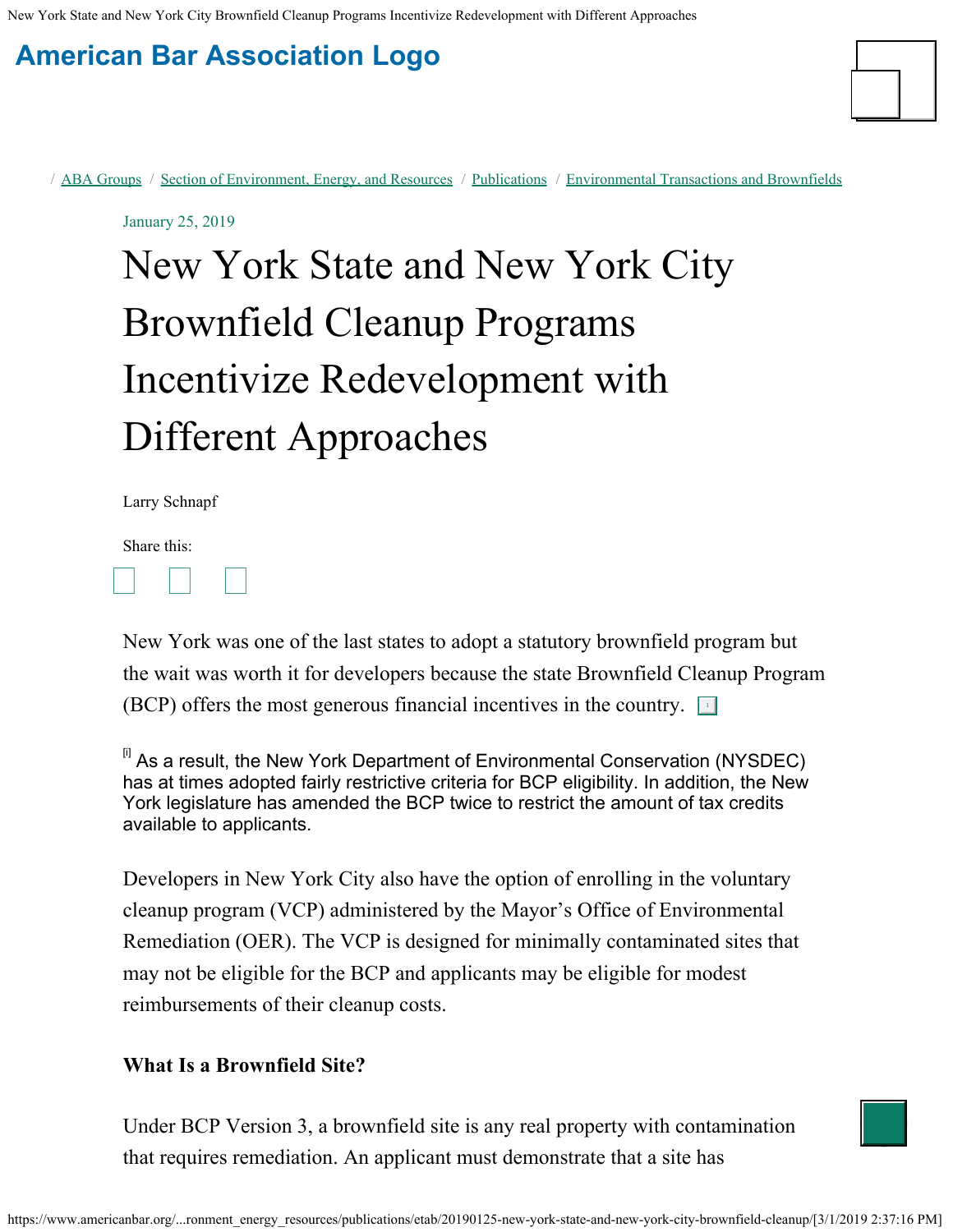/ ABA Groups / Section of Environment, Energy, and Resources / Publications / Environmental Transactions and Brownfields

January 25, 2019

# New York State and New York City Brownfield Cleanup Programs Incentivize Redevelopment with Different Approaches

Larry Schnapf

Share this:

New York was one of the last states to adopt a statutory brownfield program but the wait was worth it for developers because the state Brownfield Cleanup Program (BCP) offers the most generous financial incentives in the country. [1]

[i] As a result, the New York Department of Environmental Conservation (NYSDEC) has at times adopted fairly restrictive criteria for BCP eligibility. In addition, the New York legislature has amended the BCP twice to restrict the amount of tax credits available to applicants.

Developers in New York City also have the option of enrolling in the voluntary cleanup program (VCP) administered by the Mayor's Office of Environmental Remediation (OER). The VCP is designed for minimally contaminated sites that may not be eligible for the BCP and applicants may be eligible for modest reimbursements of their cleanup costs.

**What Is a Brownfield Site?**

Under BCP Version 3, a brownfield site is any real property with contamination that requires remediation. An applicant must demonstrate that a site has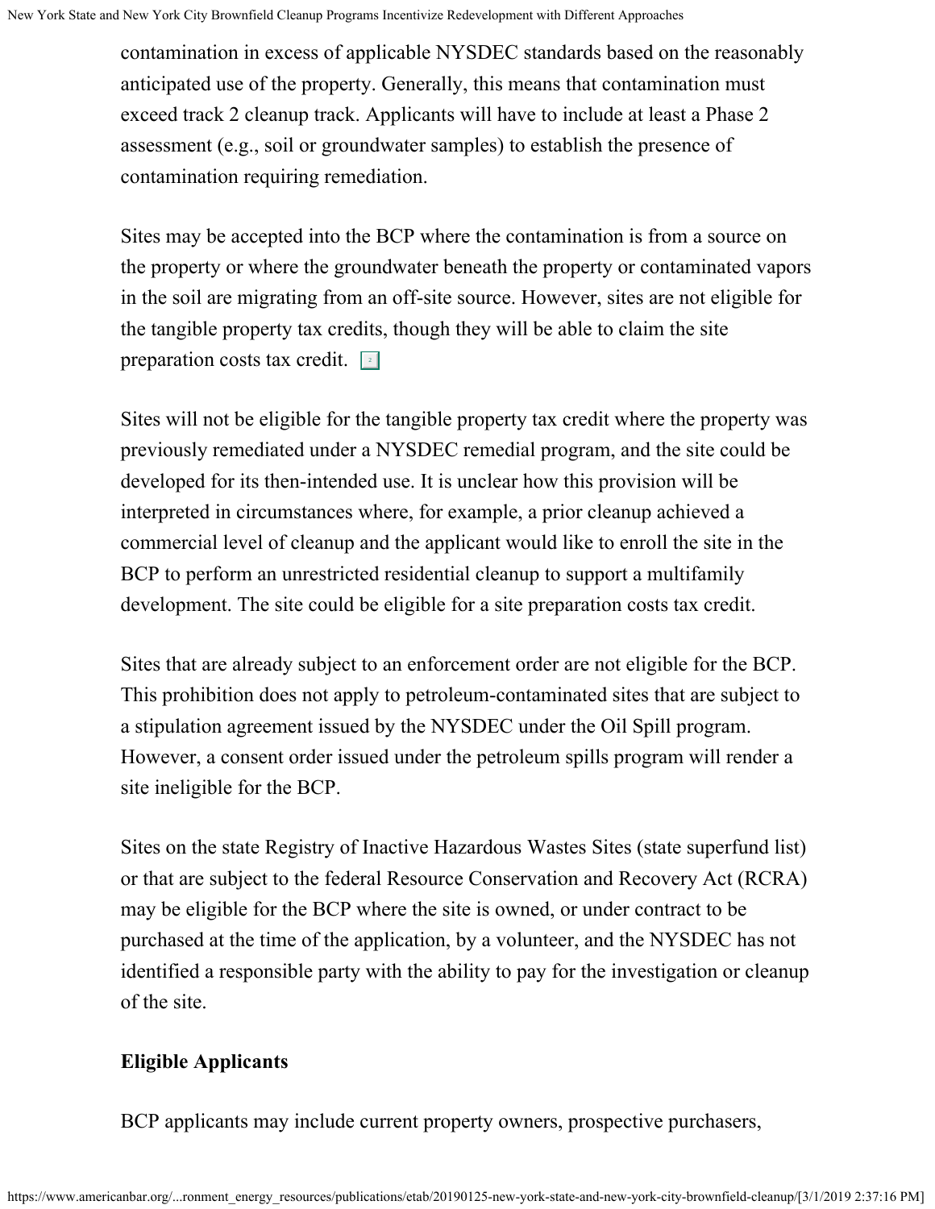contamination in excess of applicable NYSDEC standards based on the reasonably anticipated use of the property. Generally, this means that contamination must exceed track 2 cleanup track. Applicants will have to include at least a Phase 2 assessment (e.g., soil or groundwater samples) to establish the presence of contamination requiring remediation.

Sites may be accepted into the BCP where the contamination is from a source on the property or where the groundwater beneath the property or contaminated vapors in the soil are migrating from an off-site source. However, sites are not eligible for the tangible property tax credits, though they will be able to claim the site preparation costs tax credit. [2]

Sites will not be eligible for the tangible property tax credit where the property was previously remediated under a NYSDEC remedial program, and the site could be developed for its then-intended use. It is unclear how this provision will be interpreted in circumstances where, for example, a prior cleanup achieved a commercial level of cleanup and the applicant would like to enroll the site in the BCP to perform an unrestricted residential cleanup to support a multifamily development. The site could be eligible for a site preparation costs tax credit.

Sites that are already subject to an enforcement order are not eligible for the BCP. This prohibition does not apply to petroleum-contaminated sites that are subject to a stipulation agreement issued by the NYSDEC under the Oil Spill program. However, a consent order issued under the petroleum spills program will render a site ineligible for the BCP.

Sites on the state Registry of Inactive Hazardous Wastes Sites (state superfund list) or that are subject to the federal Resource Conservation and Recovery Act (RCRA) may be eligible for the BCP where the site is owned, or under contract to be purchased at the time of the application, by a volunteer, and the NYSDEC has not identified a responsible party with the ability to pay for the investigation or cleanup of the site.

**Eligible Applicants**

BCP applicants may include current property owners, prospective purchasers,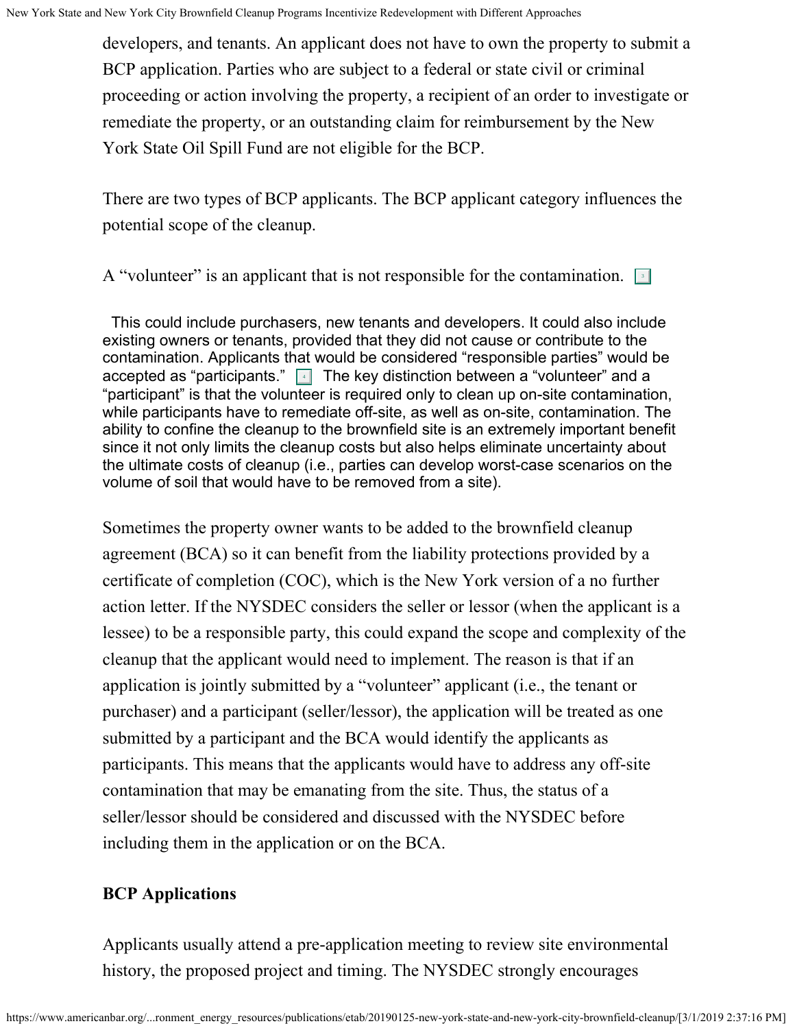developers, and tenants. An applicant does not have to own the property to submit a BCP application. Parties who are subject to a federal or state civil or criminal proceeding or action involving the property, a recipient of an order to investigate or remediate the property, or an outstanding claim for reimbursement by the New York State Oil Spill Fund are not eligible for the BCP.

There are two types of BCP applicants. The BCP applicant category influences the potential scope of the cleanup.

A "volunteer" is an applicant that is not responsible for the contamination. [3]

This could include purchasers, new tenants and developers. It could also include existing owners or tenants, provided that they did not cause or contribute to the contamination. Applicants that would be considered "responsible parties" would be accepted as "participants." [4] The key distinction between a "volunteer" and a "participant" is that the volunteer is required only to clean up on-site contamination, while participants have to remediate off-site, as well as on-site, contamination. The ability to confine the cleanup to the brownfield site is an extremely important benefit since it not only limits the cleanup costs but also helps eliminate uncertainty about the ultimate costs of cleanup (i.e., parties can develop worst-case scenarios on the volume of soil that would have to be removed from a site).

Sometimes the property owner wants to be added to the brownfield cleanup agreement (BCA) so it can benefit from the liability protections provided by a certificate of completion (COC), which is the New York version of a no further action letter. If the NYSDEC considers the seller or lessor (when the applicant is a lessee) to be a responsible party, this could expand the scope and complexity of the cleanup that the applicant would need to implement. The reason is that if an application is jointly submitted by a "volunteer" applicant (i.e., the tenant or purchaser) and a participant (seller/lessor), the application will be treated as one submitted by a participant and the BCA would identify the applicants as participants. This means that the applicants would have to address any off-site contamination that may be emanating from the site. Thus, the status of a seller/lessor should be considered and discussed with the NYSDEC before including them in the application or on the BCA.

**BCP Applications**

Applicants usually attend a pre-application meeting to review site environmental history, the proposed project and timing. The NYSDEC strongly encourages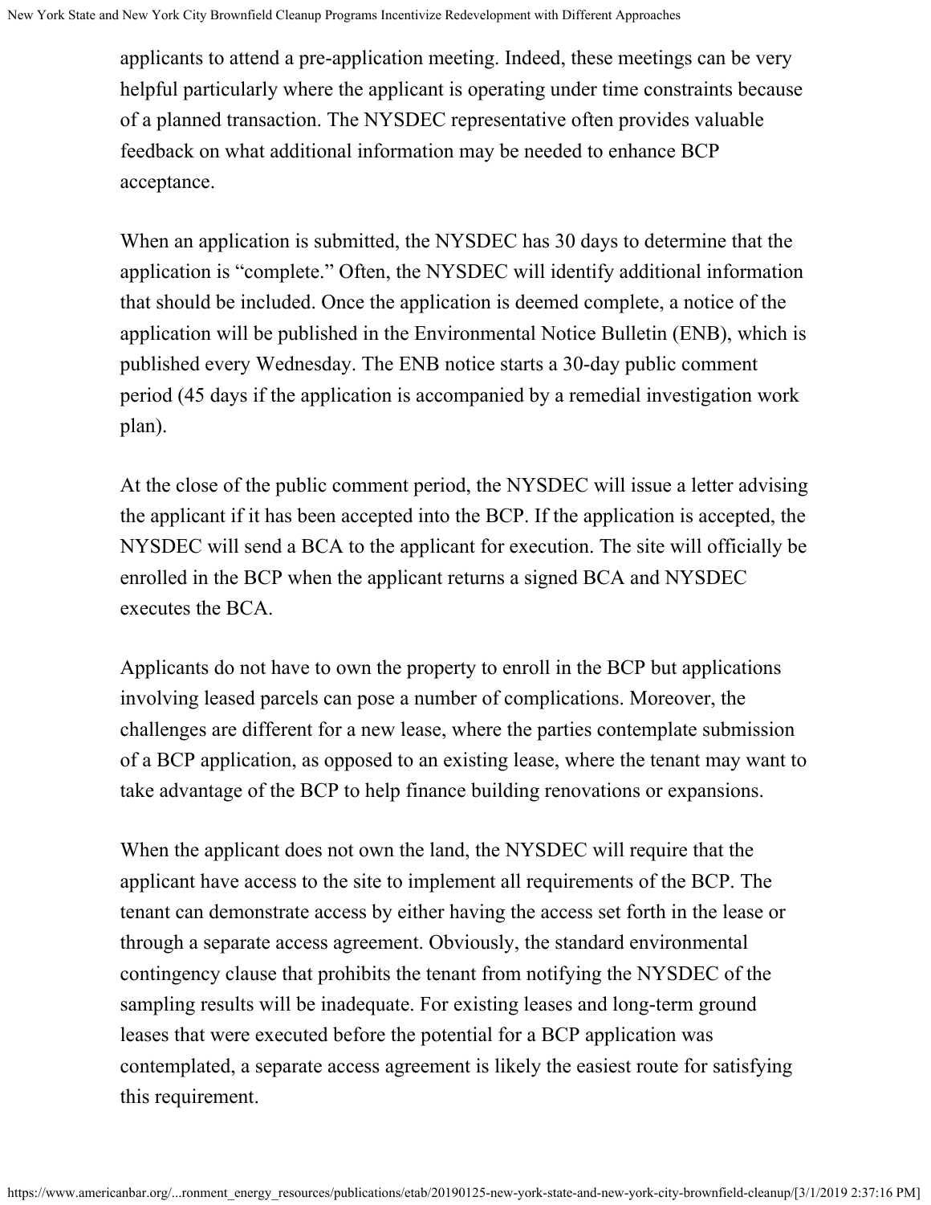applicants to attend a pre-application meeting. Indeed, these meetings can be very helpful particularly where the applicant is operating under time constraints because of a planned transaction. The NYSDEC representative often provides valuable feedback on what additional information may be needed to enhance BCP acceptance.

When an application is submitted, the NYSDEC has 30 days to determine that the application is "complete." Often, the NYSDEC will identify additional information that should be included. Once the application is deemed complete, a notice of the application will be published in the Environmental Notice Bulletin (ENB), which is published every Wednesday. The ENB notice starts a 30-day public comment period (45 days if the application is accompanied by a remedial investigation work plan).

At the close of the public comment period, the NYSDEC will issue a letter advising the applicant if it has been accepted into the BCP. If the application is accepted, the NYSDEC will send a BCA to the applicant for execution. The site will officially be enrolled in the BCP when the applicant returns a signed BCA and NYSDEC executes the BCA.

Applicants do not have to own the property to enroll in the BCP but applications involving leased parcels can pose a number of complications. Moreover, the challenges are different for a new lease, where the parties contemplate submission of a BCP application, as opposed to an existing lease, where the tenant may want to take advantage of the BCP to help finance building renovations or expansions.

When the applicant does not own the land, the NYSDEC will require that the applicant have access to the site to implement all requirements of the BCP. The tenant can demonstrate access by either having the access set forth in the lease or through a separate access agreement. Obviously, the standard environmental contingency clause that prohibits the tenant from notifying the NYSDEC of the sampling results will be inadequate. For existing leases and long-term ground leases that were executed before the potential for a BCP application was contemplated, a separate access agreement is likely the easiest route for satisfying this requirement.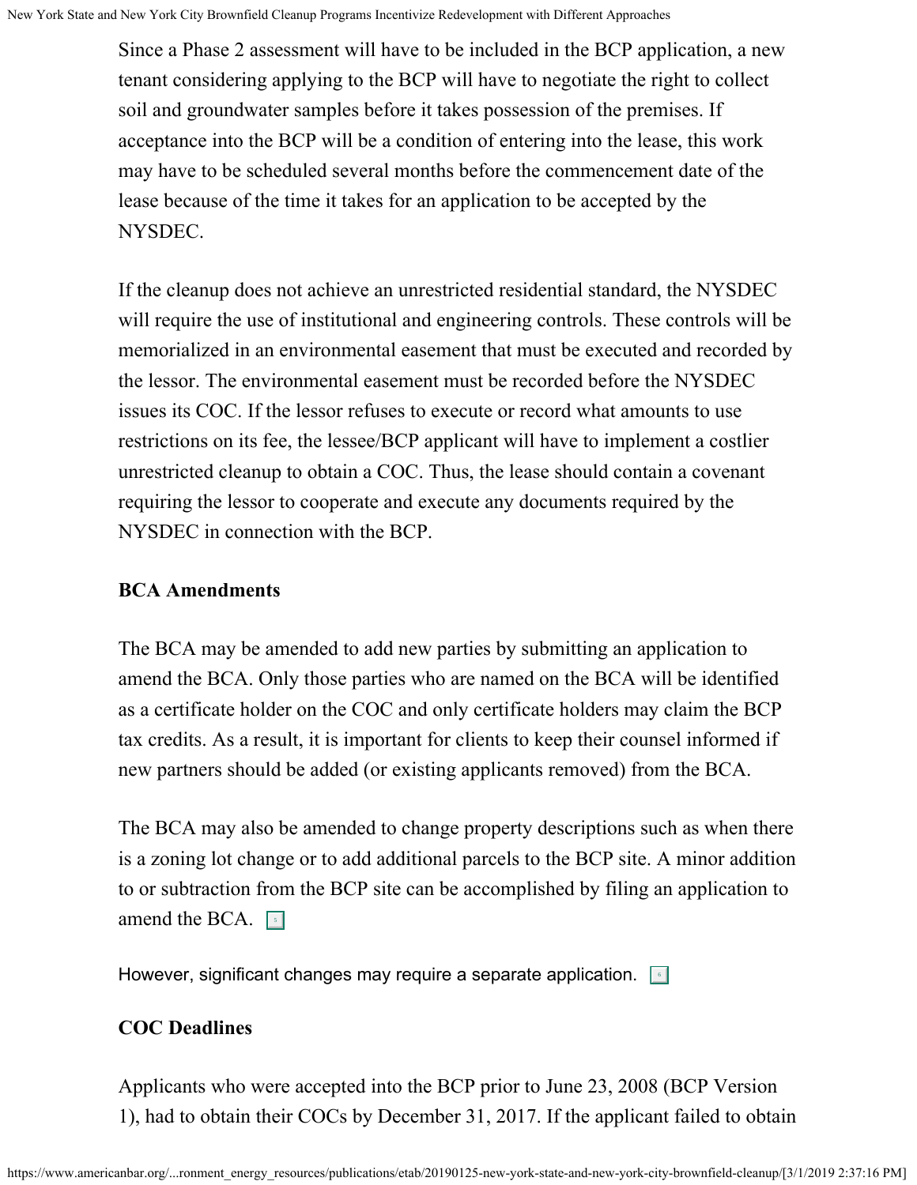Since a Phase 2 assessment will have to be included in the BCP application, a new tenant considering applying to the BCP will have to negotiate the right to collect soil and groundwater samples before it takes possession of the premises. If acceptance into the BCP will be a condition of entering into the lease, this work may have to be scheduled several months before the commencement date of the lease because of the time it takes for an application to be accepted by the NYSDEC.

If the cleanup does not achieve an unrestricted residential standard, the NYSDEC will require the use of institutional and engineering controls. These controls will be memorialized in an environmental easement that must be executed and recorded by the lessor. The environmental easement must be recorded before the NYSDEC issues its COC. If the lessor refuses to execute or record what amounts to use restrictions on its fee, the lessee/BCP applicant will have to implement a costlier unrestricted cleanup to obtain a COC. Thus, the lease should contain a covenant requiring the lessor to cooperate and execute any documents required by the NYSDEC in connection with the BCP.

**BCA Amendments**

The BCA may be amended to add new parties by submitting an application to amend the BCA. Only those parties who are named on the BCA will be identified as a certificate holder on the COC and only certificate holders may claim the BCP tax credits. As a result, it is important for clients to keep their counsel informed if new partners should be added (or existing applicants removed) from the BCA.

The BCA may also be amended to change property descriptions such as when there is a zoning lot change or to add additional parcels to the BCP site. A minor addition to or subtraction from the BCP site can be accomplished by filing an application to amend the BCA. [5]

However, significant changes may require a separate application. [6]

**COC Deadlines**

Applicants who were accepted into the BCP prior to June 23, 2008 (BCP Version 1), had to obtain their COCs by December 31, 2017. If the applicant failed to obtain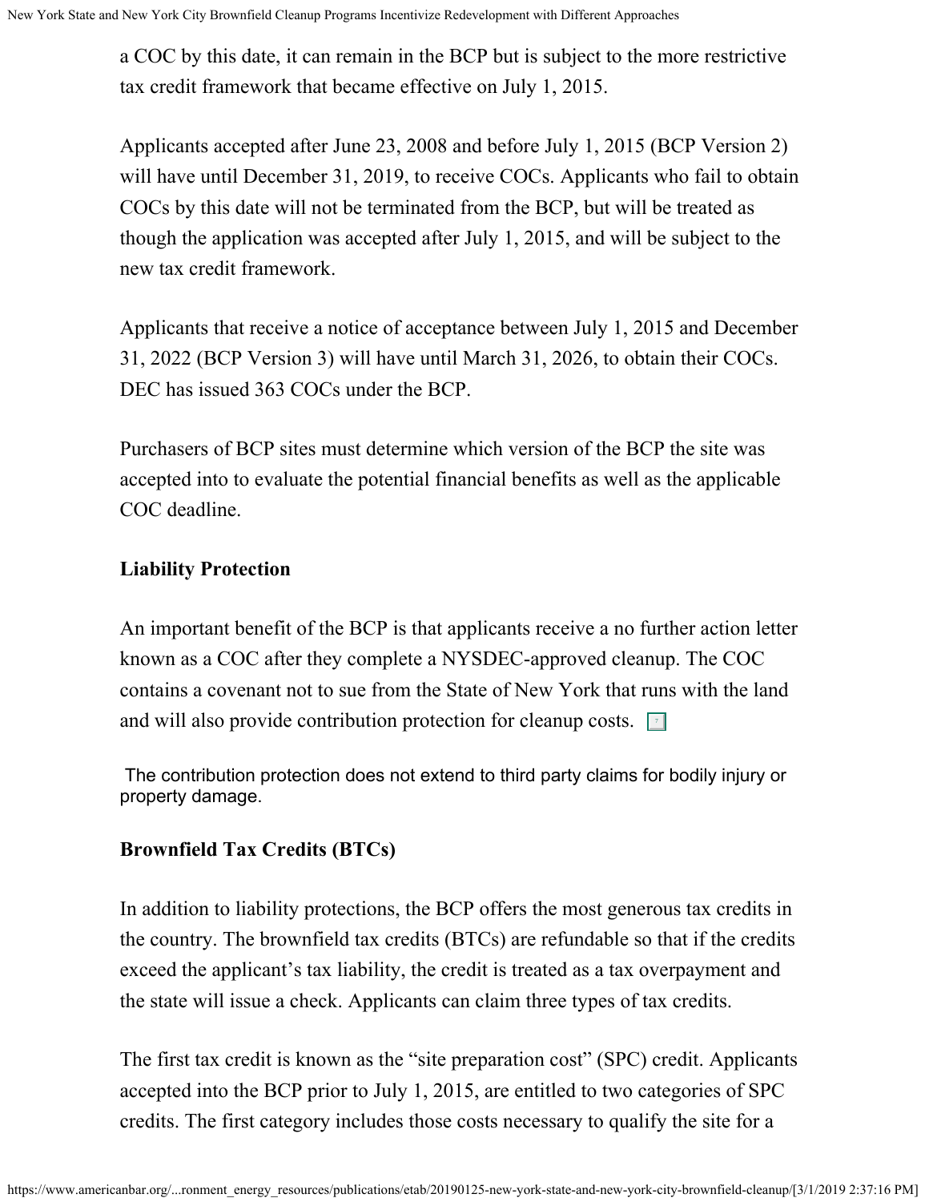a COC by this date, it can remain in the BCP but is subject to the more restrictive tax credit framework that became effective on July 1, 2015.

Applicants accepted after June 23, 2008 and before July 1, 2015 (BCP Version 2) will have until December 31, 2019, to receive COCs. Applicants who fail to obtain COCs by this date will not be terminated from the BCP, but will be treated as though the application was accepted after July 1, 2015, and will be subject to the new tax credit framework.

Applicants that receive a notice of acceptance between July 1, 2015 and December 31, 2022 (BCP Version 3) will have until March 31, 2026, to obtain their COCs. DEC has issued 363 COCs under the BCP.

Purchasers of BCP sites must determine which version of the BCP the site was accepted into to evaluate the potential financial benefits as well as the applicable COC deadline.

**Liability Protection**

An important benefit of the BCP is that applicants receive a no further action letter known as a COC after they complete a NYSDEC-approved cleanup. The COC contains a covenant not to sue from the State of New York that runs with the land and will also provide contribution protection for cleanup costs. [7]

The contribution protection does not extend to third party claims for bodily injury or property damage.

**Brownfield Tax Credits (BTCs)**

In addition to liability protections, the BCP offers the most generous tax credits in the country. The brownfield tax credits (BTCs) are refundable so that if the credits exceed the applicant's tax liability, the credit is treated as a tax overpayment and the state will issue a check. Applicants can claim three types of tax credits.

The first tax credit is known as the "site preparation cost" (SPC) credit. Applicants accepted into the BCP prior to July 1, 2015, are entitled to two categories of SPC credits. The first category includes those costs necessary to qualify the site for a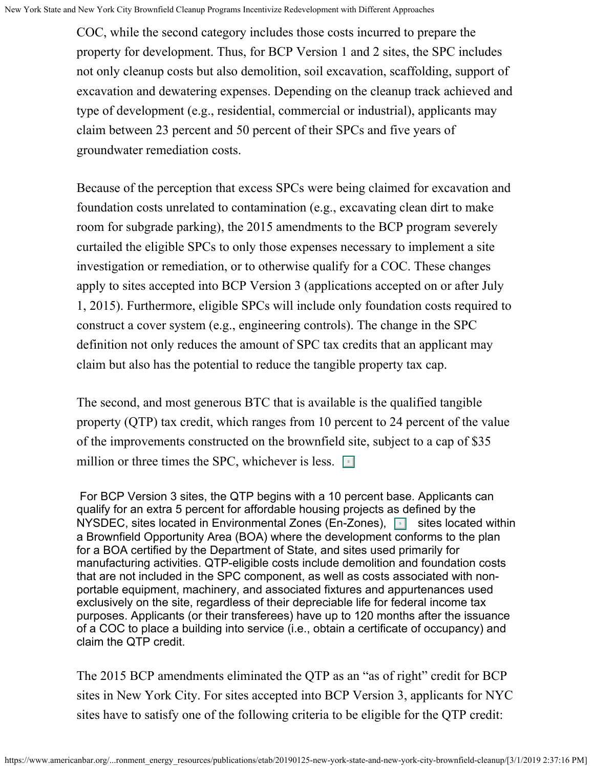COC, while the second category includes those costs incurred to prepare the property for development. Thus, for BCP Version 1 and 2 sites, the SPC includes not only cleanup costs but also demolition, soil excavation, scaffolding, support of excavation and dewatering expenses. Depending on the cleanup track achieved and type of development (e.g., residential, commercial or industrial), applicants may claim between 23 percent and 50 percent of their SPCs and five years of groundwater remediation costs.

Because of the perception that excess SPCs were being claimed for excavation and foundation costs unrelated to contamination (e.g., excavating clean dirt to make room for subgrade parking), the 2015 amendments to the BCP program severely curtailed the eligible SPCs to only those expenses necessary to implement a site investigation or remediation, or to otherwise qualify for a COC. These changes apply to sites accepted into BCP Version 3 (applications accepted on or after July 1, 2015). Furthermore, eligible SPCs will include only foundation costs required to construct a cover system (e.g., engineering controls). The change in the SPC definition not only reduces the amount of SPC tax credits that an applicant may claim but also has the potential to reduce the tangible property tax cap.

The second, and most generous BTC that is available is the qualified tangible property (QTP) tax credit, which ranges from 10 percent to 24 percent of the value of the improvements constructed on the brownfield site, subject to a cap of $35 million or three times the SPC, whichever is less. [8]

For BCP Version 3 sites, the QTP begins with a 10 percent base. Applicants can qualify for an extra 5 percent for affordable housing projects as defined by the NYSDEC, sites located in Environmental Zones (En-Zones), [9] sites located within a Brownfield Opportunity Area (BOA) where the development conforms to the plan for a BOA certified by the Department of State, and sites used primarily for manufacturing activities. QTP-eligible costs include demolition and foundation costs that are not included in the SPC component, as well as costs associated with non-portable equipment, machinery, and associated fixtures and appurtenances used exclusively on the site, regardless of their depreciable life for federal income tax purposes. Applicants (or their transferees) have up to 120 months after the issuance of a COC to place a building into service (i.e., obtain a certificate of occupancy) and claim the QTP credit.

The 2015 BCP amendments eliminated the QTP as an "as of right" credit for BCP sites in New York City. For sites accepted into BCP Version 3, applicants for NYC sites have to satisfy one of the following criteria to be eligible for the QTP credit: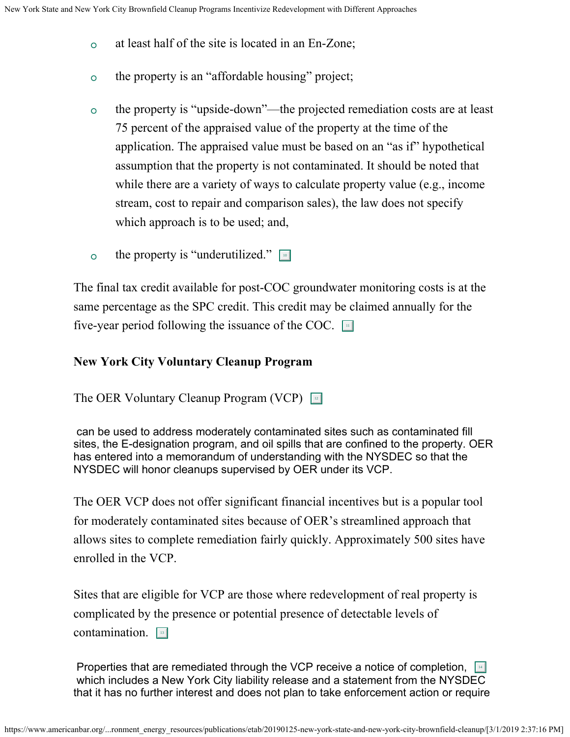- at least half of the site is located in an En-Zone;
- the property is an "affordable housing" project;
- the property is "upside-down"—the projected remediation costs are at least 75 percent of the appraised value of the property at the time of the application. The appraised value must be based on an "as if" hypothetical assumption that the property is not contaminated. It should be noted that while there are a variety of ways to calculate property value (e.g., income stream, cost to repair and comparison sales), the law does not specify which approach is to be used; and,
- the property is "underutilized." [10]

The final tax credit available for post-COC groundwater monitoring costs is at the same percentage as the SPC credit. This credit may be claimed annually for the five-year period following the issuance of the COC. [11]

**New York City Voluntary Cleanup Program**

The OER Voluntary Cleanup Program (VCP) [12] can be used to address moderately contaminated sites such as contaminated fill sites, the E-designation program, and oil spills that are confined to the property. OER has entered into a memorandum of understanding with the NYSDEC so that the NYSDEC will honor cleanups supervised by OER under its VCP.

The OER VCP does not offer significant financial incentives but is a popular tool for moderately contaminated sites because of OER's streamlined approach that allows sites to complete remediation fairly quickly. Approximately 500 sites have enrolled in the VCP.

Sites that are eligible for VCP are those where redevelopment of real property is complicated by the presence or potential presence of detectable levels of contamination. [13]

Properties that are remediated through the VCP receive a notice of completion, [14] which includes a New York City liability release and a statement from the NYSDEC that it has no further interest and does not plan to take enforcement action or require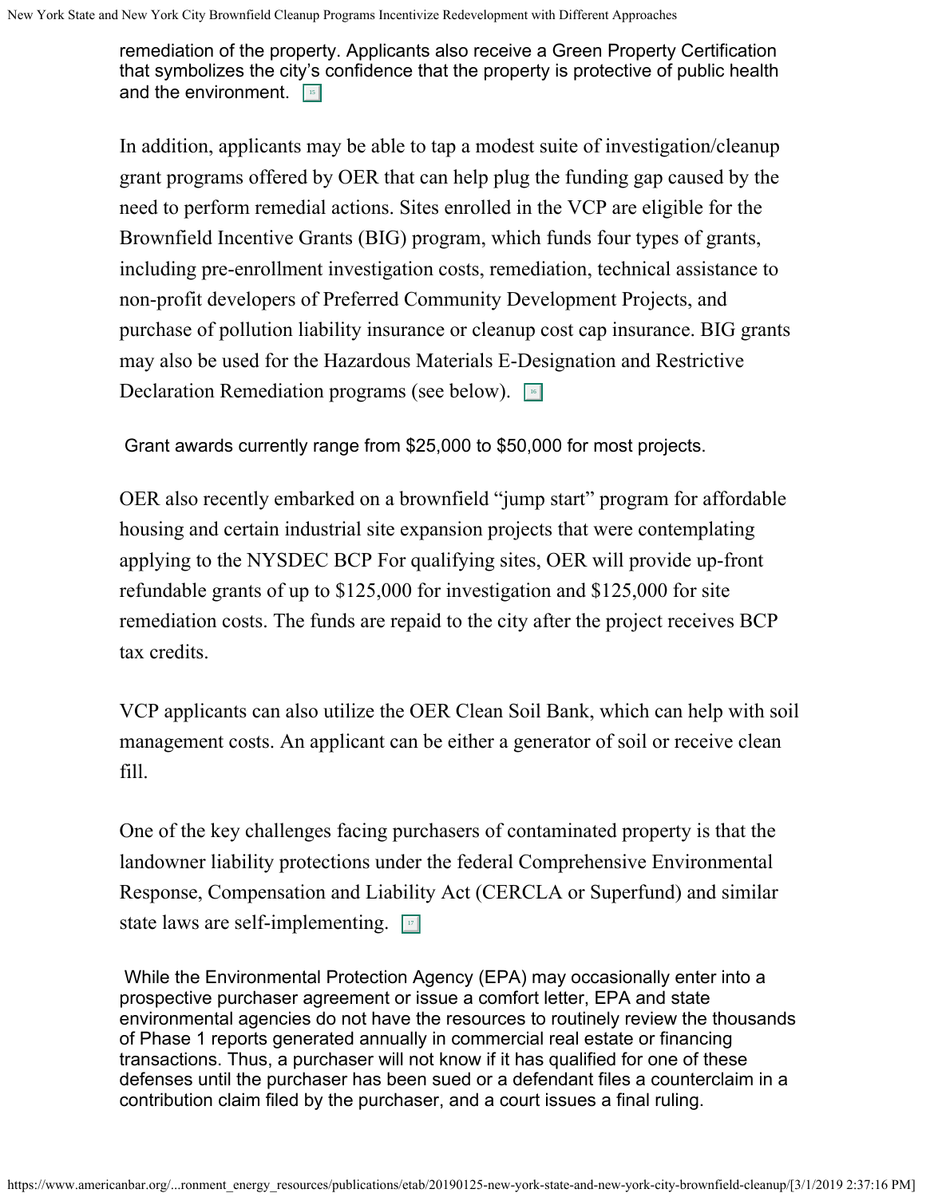remediation of the property. Applicants also receive a Green Property Certification that symbolizes the city's confidence that the property is protective of public health and the environment. [15]

In addition, applicants may be able to tap a modest suite of investigation/cleanup grant programs offered by OER that can help plug the funding gap caused by the need to perform remedial actions. Sites enrolled in the VCP are eligible for the Brownfield Incentive Grants (BIG) program, which funds four types of grants, including pre-enrollment investigation costs, remediation, technical assistance to non-profit developers of Preferred Community Development Projects, and purchase of pollution liability insurance or cleanup cost cap insurance. BIG grants may also be used for the Hazardous Materials E-Designation and Restrictive Declaration Remediation programs (see below). [16]

Grant awards currently range from $25,000 to $50,000 for most projects.

OER also recently embarked on a brownfield "jump start" program for affordable housing and certain industrial site expansion projects that were contemplating applying to the NYSDEC BCP For qualifying sites, OER will provide up-front refundable grants of up to $125,000 for investigation and $125,000 for site remediation costs. The funds are repaid to the city after the project receives BCP tax credits.

VCP applicants can also utilize the OER Clean Soil Bank, which can help with soil management costs. An applicant can be either a generator of soil or receive clean fill.

One of the key challenges facing purchasers of contaminated property is that the landowner liability protections under the federal Comprehensive Environmental Response, Compensation and Liability Act (CERCLA or Superfund) and similar state laws are self-implementing. [17]

While the Environmental Protection Agency (EPA) may occasionally enter into a prospective purchaser agreement or issue a comfort letter, EPA and state environmental agencies do not have the resources to routinely review the thousands of Phase 1 reports generated annually in commercial real estate or financing transactions. Thus, a purchaser will not know if it has qualified for one of these defenses until the purchaser has been sued or a defendant files a counterclaim in a contribution claim filed by the purchaser, and a court issues a final ruling.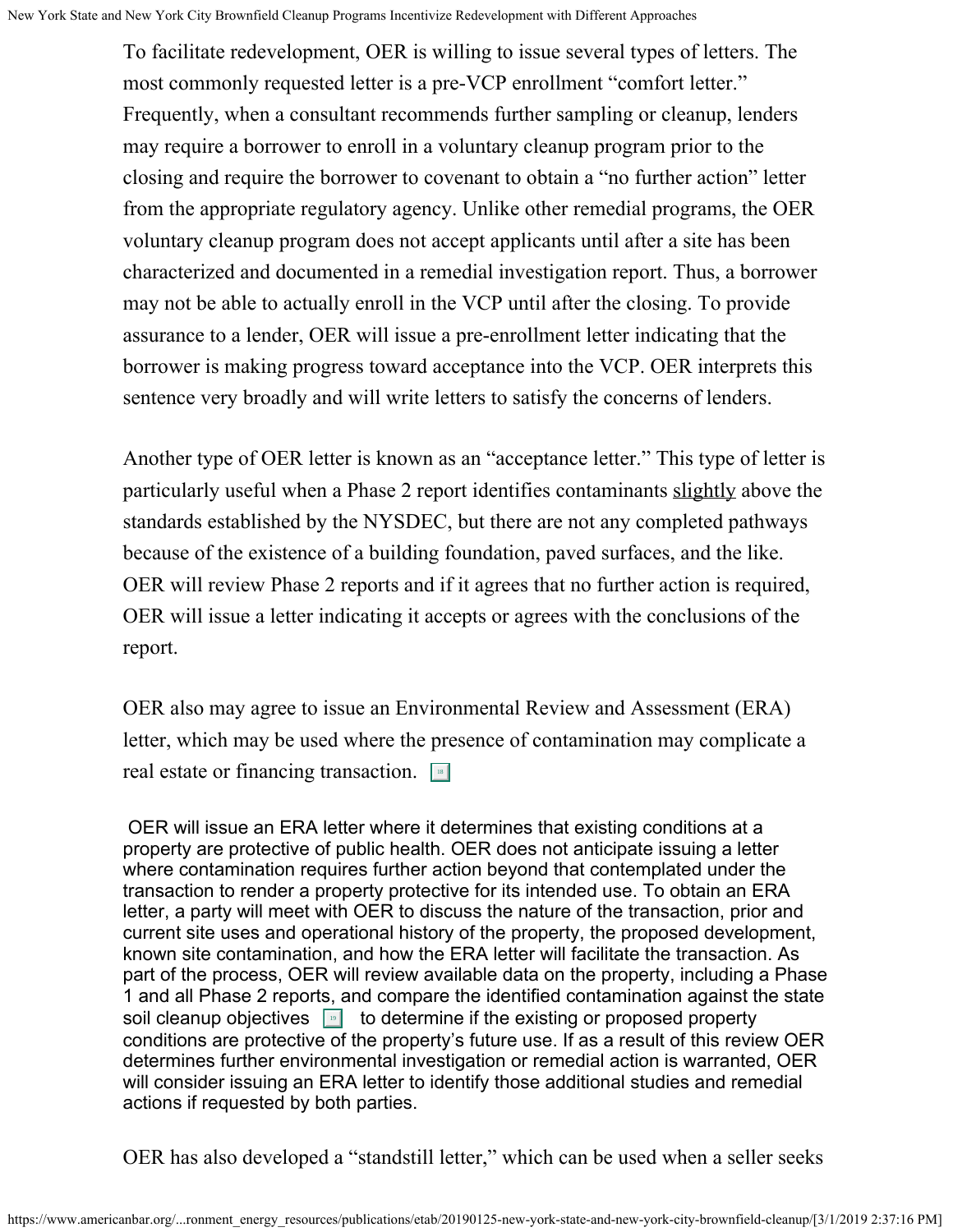To facilitate redevelopment, OER is willing to issue several types of letters. The most commonly requested letter is a pre-VCP enrollment "comfort letter." Frequently, when a consultant recommends further sampling or cleanup, lenders may require a borrower to enroll in a voluntary cleanup program prior to the closing and require the borrower to covenant to obtain a "no further action" letter from the appropriate regulatory agency. Unlike other remedial programs, the OER voluntary cleanup program does not accept applicants until after a site has been characterized and documented in a remedial investigation report. Thus, a borrower may not be able to actually enroll in the VCP until after the closing. To provide assurance to a lender, OER will issue a pre-enrollment letter indicating that the borrower is making progress toward acceptance into the VCP. OER interprets this sentence very broadly and will write letters to satisfy the concerns of lenders.

Another type of OER letter is known as an "acceptance letter." This type of letter is particularly useful when a Phase 2 report identifies contaminants slightly above the standards established by the NYSDEC, but there are not any completed pathways because of the existence of a building foundation, paved surfaces, and the like. OER will review Phase 2 reports and if it agrees that no further action is required, OER will issue a letter indicating it accepts or agrees with the conclusions of the report.

OER also may agree to issue an Environmental Review and Assessment (ERA) letter, which may be used where the presence of contamination may complicate a real estate or financing transaction. [18]

OER will issue an ERA letter where it determines that existing conditions at a property are protective of public health. OER does not anticipate issuing a letter where contamination requires further action beyond that contemplated under the transaction to render a property protective for its intended use. To obtain an ERA letter, a party will meet with OER to discuss the nature of the transaction, prior and current site uses and operational history of the property, the proposed development, known site contamination, and how the ERA letter will facilitate the transaction. As part of the process, OER will review available data on the property, including a Phase 1 and all Phase 2 reports, and compare the identified contamination against the state soil cleanup objectives [19] to determine if the existing or proposed property conditions are protective of the property's future use. If as a result of this review OER determines further environmental investigation or remedial action is warranted, OER will consider issuing an ERA letter to identify those additional studies and remedial actions if requested by both parties.

OER has also developed a "standstill letter," which can be used when a seller seeks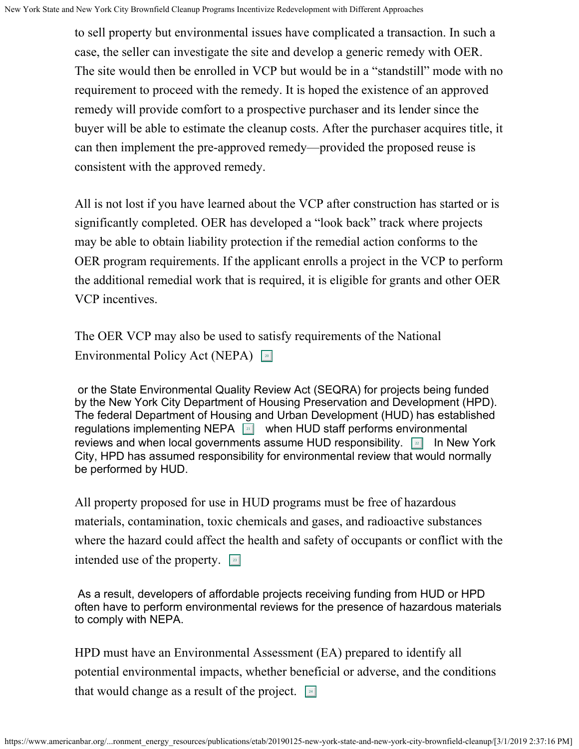to sell property but environmental issues have complicated a transaction. In such a case, the seller can investigate the site and develop a generic remedy with OER. The site would then be enrolled in VCP but would be in a "standstill" mode with no requirement to proceed with the remedy. It is hoped the existence of an approved remedy will provide comfort to a prospective purchaser and its lender since the buyer will be able to estimate the cleanup costs. After the purchaser acquires title, it can then implement the pre-approved remedy—provided the proposed reuse is consistent with the approved remedy.

All is not lost if you have learned about the VCP after construction has started or is significantly completed. OER has developed a "look back" track where projects may be able to obtain liability protection if the remedial action conforms to the OER program requirements. If the applicant enrolls a project in the VCP to perform the additional remedial work that is required, it is eligible for grants and other OER VCP incentives.

The OER VCP may also be used to satisfy requirements of the National Environmental Policy Act (NEPA) [20] or the State Environmental Quality Review Act (SEQRA) for projects being funded by the New York City Department of Housing Preservation and Development (HPD). The federal Department of Housing and Urban Development (HUD) has established regulations implementing NEPA [21] when HUD staff performs environmental reviews and when local governments assume HUD responsibility. [22] In New York City, HPD has assumed responsibility for environmental review that would normally be performed by HUD.

All property proposed for use in HUD programs must be free of hazardous materials, contamination, toxic chemicals and gases, and radioactive substances where the hazard could affect the health and safety of occupants or conflict with the intended use of the property. [23] As a result, developers of affordable projects receiving funding from HUD or HPD often have to perform environmental reviews for the presence of hazardous materials to comply with NEPA.

HPD must have an Environmental Assessment (EA) prepared to identify all potential environmental impacts, whether beneficial or adverse, and the conditions that would change as a result of the project. [24]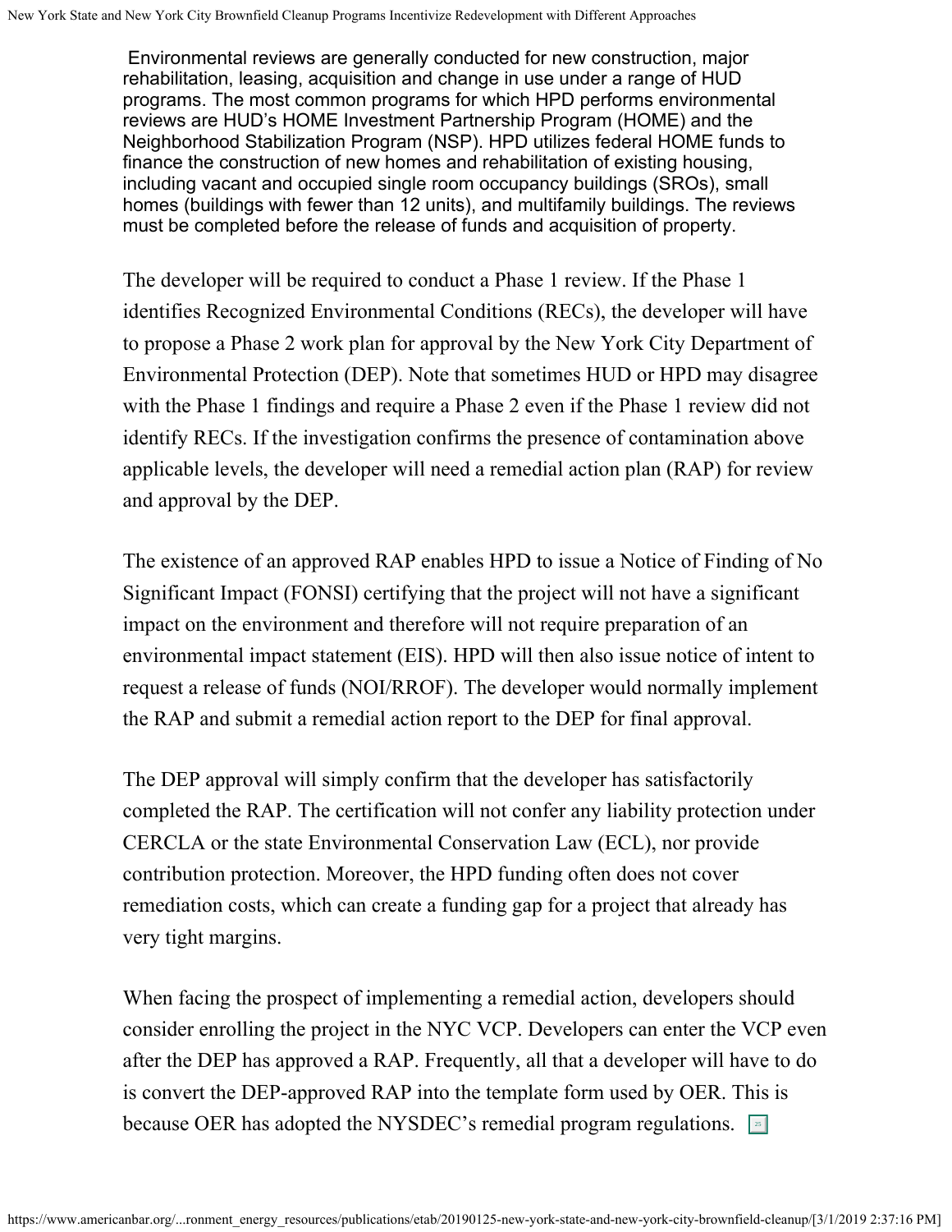Environmental reviews are generally conducted for new construction, major rehabilitation, leasing, acquisition and change in use under a range of HUD programs. The most common programs for which HPD performs environmental reviews are HUD's HOME Investment Partnership Program (HOME) and the Neighborhood Stabilization Program (NSP). HPD utilizes federal HOME funds to finance the construction of new homes and rehabilitation of existing housing, including vacant and occupied single room occupancy buildings (SROs), small homes (buildings with fewer than 12 units), and multifamily buildings. The reviews must be completed before the release of funds and acquisition of property.

The developer will be required to conduct a Phase 1 review. If the Phase 1 identifies Recognized Environmental Conditions (RECs), the developer will have to propose a Phase 2 work plan for approval by the New York City Department of Environmental Protection (DEP). Note that sometimes HUD or HPD may disagree with the Phase 1 findings and require a Phase 2 even if the Phase 1 review did not identify RECs. If the investigation confirms the presence of contamination above applicable levels, the developer will need a remedial action plan (RAP) for review and approval by the DEP.

The existence of an approved RAP enables HPD to issue a Notice of Finding of No Significant Impact (FONSI) certifying that the project will not have a significant impact on the environment and therefore will not require preparation of an environmental impact statement (EIS). HPD will then also issue notice of intent to request a release of funds (NOI/RROF). The developer would normally implement the RAP and submit a remedial action report to the DEP for final approval.

The DEP approval will simply confirm that the developer has satisfactorily completed the RAP. The certification will not confer any liability protection under CERCLA or the state Environmental Conservation Law (ECL), nor provide contribution protection. Moreover, the HPD funding often does not cover remediation costs, which can create a funding gap for a project that already has very tight margins.

When facing the prospect of implementing a remedial action, developers should consider enrolling the project in the NYC VCP. Developers can enter the VCP even after the DEP has approved a RAP. Frequently, all that a developer will have to do is convert the DEP-approved RAP into the template form used by OER. This is because OER has adopted the NYSDEC's remedial program regulations. [25]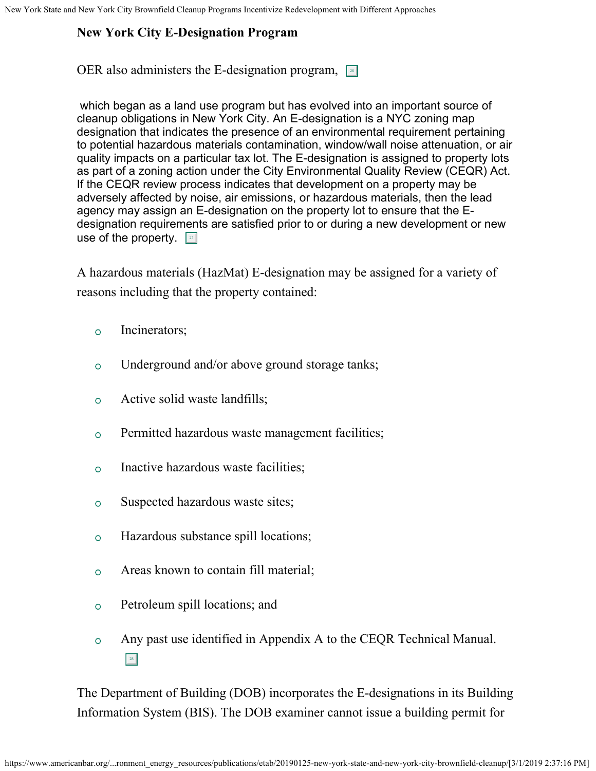### New York City E-Designation Program

OER also administers the E-designation program, [26]

which began as a land use program but has evolved into an important source of cleanup obligations in New York City. An E-designation is a NYC zoning map designation that indicates the presence of an environmental requirement pertaining to potential hazardous materials contamination, window/wall noise attenuation, or air quality impacts on a particular tax lot. The E-designation is assigned to property lots as part of a zoning action under the City Environmental Quality Review (CEQR) Act. If the CEQR review process indicates that development on a property may be adversely affected by noise, air emissions, or hazardous materials, then the lead agency may assign an E-designation on the property lot to ensure that the E-designation requirements are satisfied prior to or during a new development or new use of the property. [27]

A hazardous materials (HazMat) E-designation may be assigned for a variety of reasons including that the property contained:

- Incinerators;
- Underground and/or above ground storage tanks;
- Active solid waste landfills;
- Permitted hazardous waste management facilities;
- Inactive hazardous waste facilities;
- Suspected hazardous waste sites;
- Hazardous substance spill locations;
- Areas known to contain fill material;
- Petroleum spill locations; and
- Any past use identified in Appendix A to the CEQR Technical Manual. [28]

The Department of Building (DOB) incorporates the E-designations in its Building Information System (BIS). The DOB examiner cannot issue a building permit for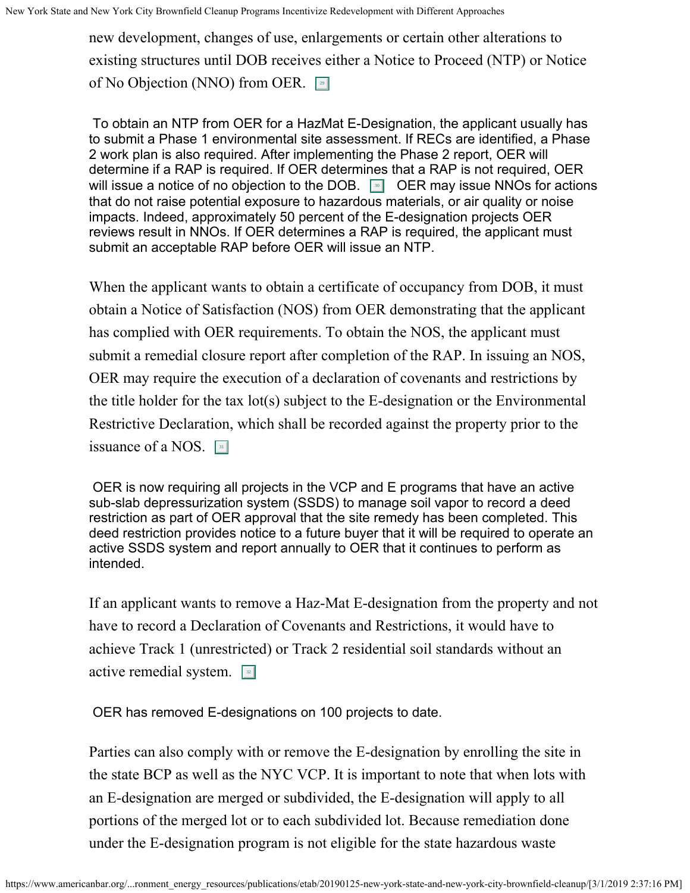new development, changes of use, enlargements or certain other alterations to existing structures until DOB receives either a Notice to Proceed (NTP) or Notice of No Objection (NNO) from OER. [29]

To obtain an NTP from OER for a HazMat E-Designation, the applicant usually has to submit a Phase 1 environmental site assessment. If RECs are identified, a Phase 2 work plan is also required. After implementing the Phase 2 report, OER will determine if a RAP is required. If OER determines that a RAP is not required, OER will issue a notice of no objection to the DOB. [30] OER may issue NNOs for actions that do not raise potential exposure to hazardous materials, or air quality or noise impacts. Indeed, approximately 50 percent of the E-designation projects OER reviews result in NNOs. If OER determines a RAP is required, the applicant must submit an acceptable RAP before OER will issue an NTP.

When the applicant wants to obtain a certificate of occupancy from DOB, it must obtain a Notice of Satisfaction (NOS) from OER demonstrating that the applicant has complied with OER requirements. To obtain the NOS, the applicant must submit a remedial closure report after completion of the RAP. In issuing an NOS, OER may require the execution of a declaration of covenants and restrictions by the title holder for the tax lot(s) subject to the E-designation or the Environmental Restrictive Declaration, which shall be recorded against the property prior to the issuance of a NOS. [31]

OER is now requiring all projects in the VCP and E programs that have an active sub-slab depressurization system (SSDS) to manage soil vapor to record a deed restriction as part of OER approval that the site remedy has been completed. This deed restriction provides notice to a future buyer that it will be required to operate an active SSDS system and report annually to OER that it continues to perform as intended.

If an applicant wants to remove a Haz-Mat E-designation from the property and not have to record a Declaration of Covenants and Restrictions, it would have to achieve Track 1 (unrestricted) or Track 2 residential soil standards without an active remedial system. [32]

OER has removed E-designations on 100 projects to date.

Parties can also comply with or remove the E-designation by enrolling the site in the state BCP as well as the NYC VCP. It is important to note that when lots with an E-designation are merged or subdivided, the E-designation will apply to all portions of the merged lot or to each subdivided lot. Because remediation done under the E-designation program is not eligible for the state hazardous waste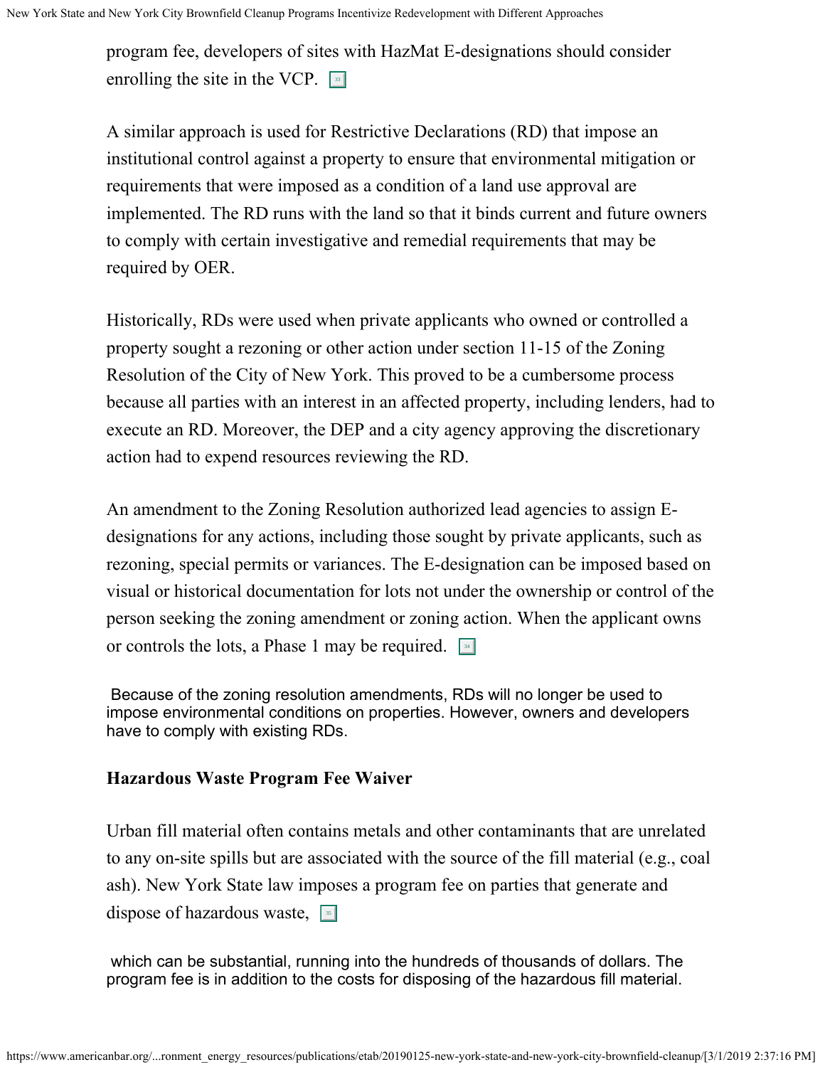program fee, developers of sites with HazMat E-designations should consider enrolling the site in the VCP. [33]

A similar approach is used for Restrictive Declarations (RD) that impose an institutional control against a property to ensure that environmental mitigation or requirements that were imposed as a condition of a land use approval are implemented. The RD runs with the land so that it binds current and future owners to comply with certain investigative and remedial requirements that may be required by OER.

Historically, RDs were used when private applicants who owned or controlled a property sought a rezoning or other action under section 11-15 of the Zoning Resolution of the City of New York. This proved to be a cumbersome process because all parties with an interest in an affected property, including lenders, had to execute an RD. Moreover, the DEP and a city agency approving the discretionary action had to expend resources reviewing the RD.

An amendment to the Zoning Resolution authorized lead agencies to assign E-designations for any actions, including those sought by private applicants, such as rezoning, special permits or variances. The E-designation can be imposed based on visual or historical documentation for lots not under the ownership or control of the person seeking the zoning amendment or zoning action. When the applicant owns or controls the lots, a Phase 1 may be required. [34]

Because of the zoning resolution amendments, RDs will no longer be used to impose environmental conditions on properties. However, owners and developers have to comply with existing RDs.

**Hazardous Waste Program Fee Waiver**

Urban fill material often contains metals and other contaminants that are unrelated to any on-site spills but are associated with the source of the fill material (e.g., coal ash). New York State law imposes a program fee on parties that generate and dispose of hazardous waste, [35]

which can be substantial, running into the hundreds of thousands of dollars. The program fee is in addition to the costs for disposing of the hazardous fill material.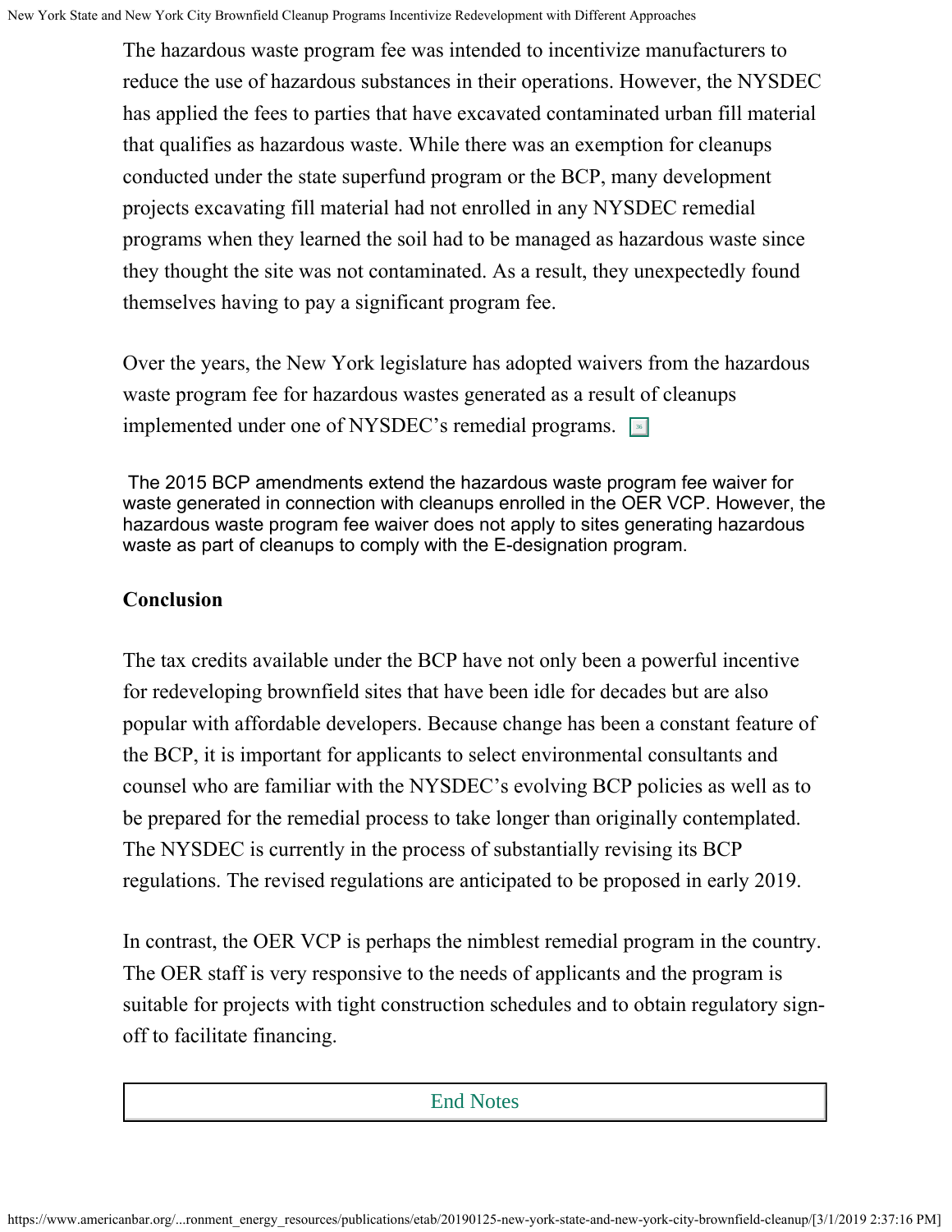The hazardous waste program fee was intended to incentivize manufacturers to reduce the use of hazardous substances in their operations. However, the NYSDEC has applied the fees to parties that have excavated contaminated urban fill material that qualifies as hazardous waste. While there was an exemption for cleanups conducted under the state superfund program or the BCP, many development projects excavating fill material had not enrolled in any NYSDEC remedial programs when they learned the soil had to be managed as hazardous waste since they thought the site was not contaminated. As a result, they unexpectedly found themselves having to pay a significant program fee.

Over the years, the New York legislature has adopted waivers from the hazardous waste program fee for hazardous wastes generated as a result of cleanups implemented under one of NYSDEC's remedial programs. [36]

The 2015 BCP amendments extend the hazardous waste program fee waiver for waste generated in connection with cleanups enrolled in the OER VCP. However, the hazardous waste program fee waiver does not apply to sites generating hazardous waste as part of cleanups to comply with the E-designation program.

**Conclusion**

The tax credits available under the BCP have not only been a powerful incentive for redeveloping brownfield sites that have been idle for decades but are also popular with affordable developers. Because change has been a constant feature of the BCP, it is important for applicants to select environmental consultants and counsel who are familiar with the NYSDEC's evolving BCP policies as well as to be prepared for the remedial process to take longer than originally contemplated. The NYSDEC is currently in the process of substantially revising its BCP regulations. The revised regulations are anticipated to be proposed in early 2019.

In contrast, the OER VCP is perhaps the nimblest remedial program in the country. The OER staff is very responsive to the needs of applicants and the program is suitable for projects with tight construction schedules and to obtain regulatory sign-off to facilitate financing.

End Notes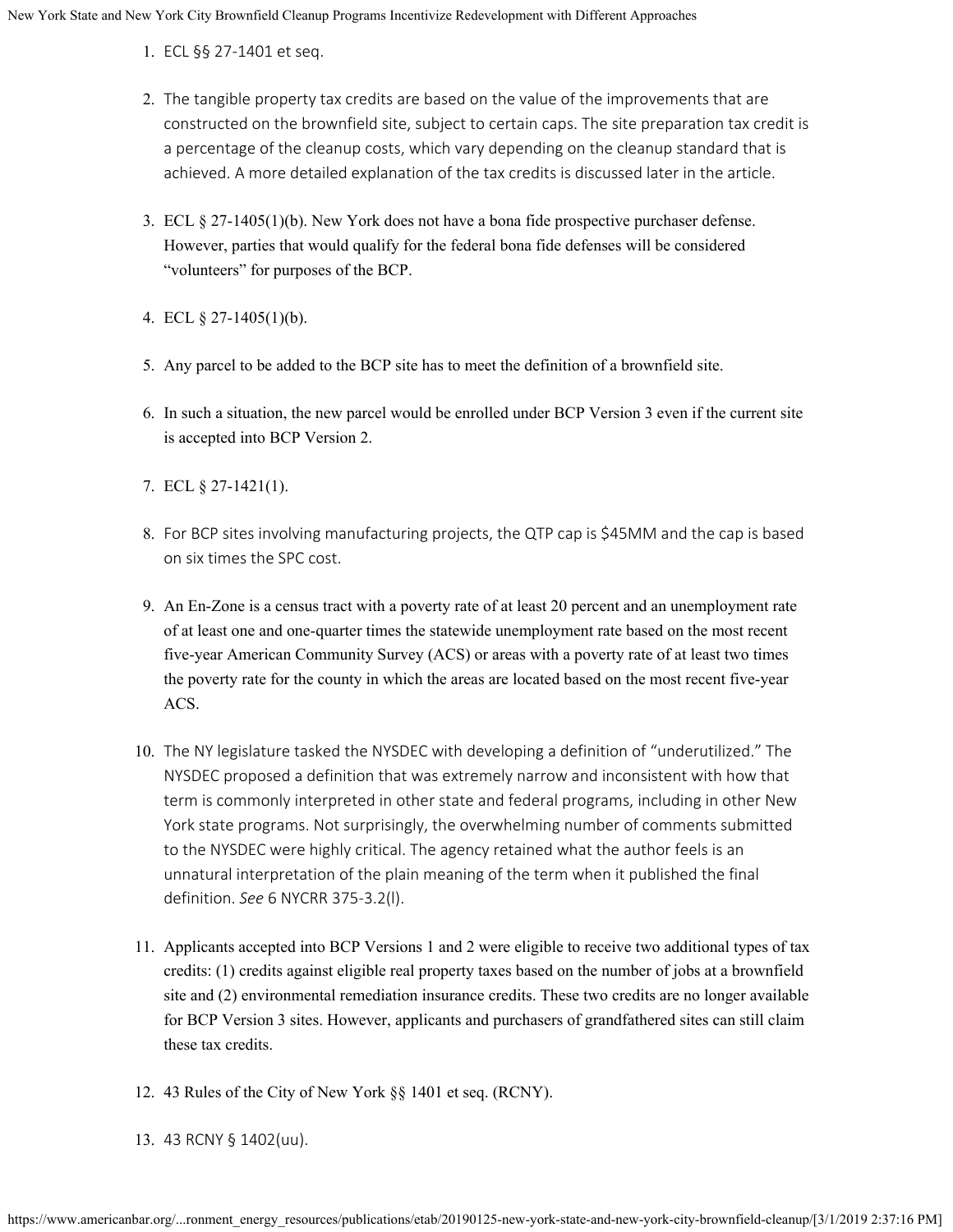1. ECL §§ 27-1401 et seq.

2. The tangible property tax credits are based on the value of the improvements that are constructed on the brownfield site, subject to certain caps. The site preparation tax credit is a percentage of the cleanup costs, which vary depending on the cleanup standard that is achieved. A more detailed explanation of the tax credits is discussed later in the article.

3. ECL § 27-1405(1)(b). New York does not have a bona fide prospective purchaser defense. However, parties that would qualify for the federal bona fide defenses will be considered "volunteers" for purposes of the BCP.

4. ECL § 27-1405(1)(b).

5. Any parcel to be added to the BCP site has to meet the definition of a brownfield site.

6. In such a situation, the new parcel would be enrolled under BCP Version 3 even if the current site is accepted into BCP Version 2.

7. ECL § 27-1421(1).

8. For BCP sites involving manufacturing projects, the QTP cap is $45MM and the cap is based on six times the SPC cost.

9. An En-Zone is a census tract with a poverty rate of at least 20 percent and an unemployment rate of at least one and one-quarter times the statewide unemployment rate based on the most recent five-year American Community Survey (ACS) or areas with a poverty rate of at least two times the poverty rate for the county in which the areas are located based on the most recent five-year ACS.

10. The NY legislature tasked the NYSDEC with developing a definition of "underutilized." The NYSDEC proposed a definition that was extremely narrow and inconsistent with how that term is commonly interpreted in other state and federal programs, including in other New York state programs. Not surprisingly, the overwhelming number of comments submitted to the NYSDEC were highly critical. The agency retained what the author feels is an unnatural interpretation of the plain meaning of the term when it published the final definition. *See* 6 NYCRR 375-3.2(l).

11. Applicants accepted into BCP Versions 1 and 2 were eligible to receive two additional types of tax credits: (1) credits against eligible real property taxes based on the number of jobs at a brownfield site and (2) environmental remediation insurance credits. These two credits are no longer available for BCP Version 3 sites. However, applicants and purchasers of grandfathered sites can still claim these tax credits.

12. 43 Rules of the City of New York §§ 1401 et seq. (RCNY).

13. 43 RCNY § 1402(uu).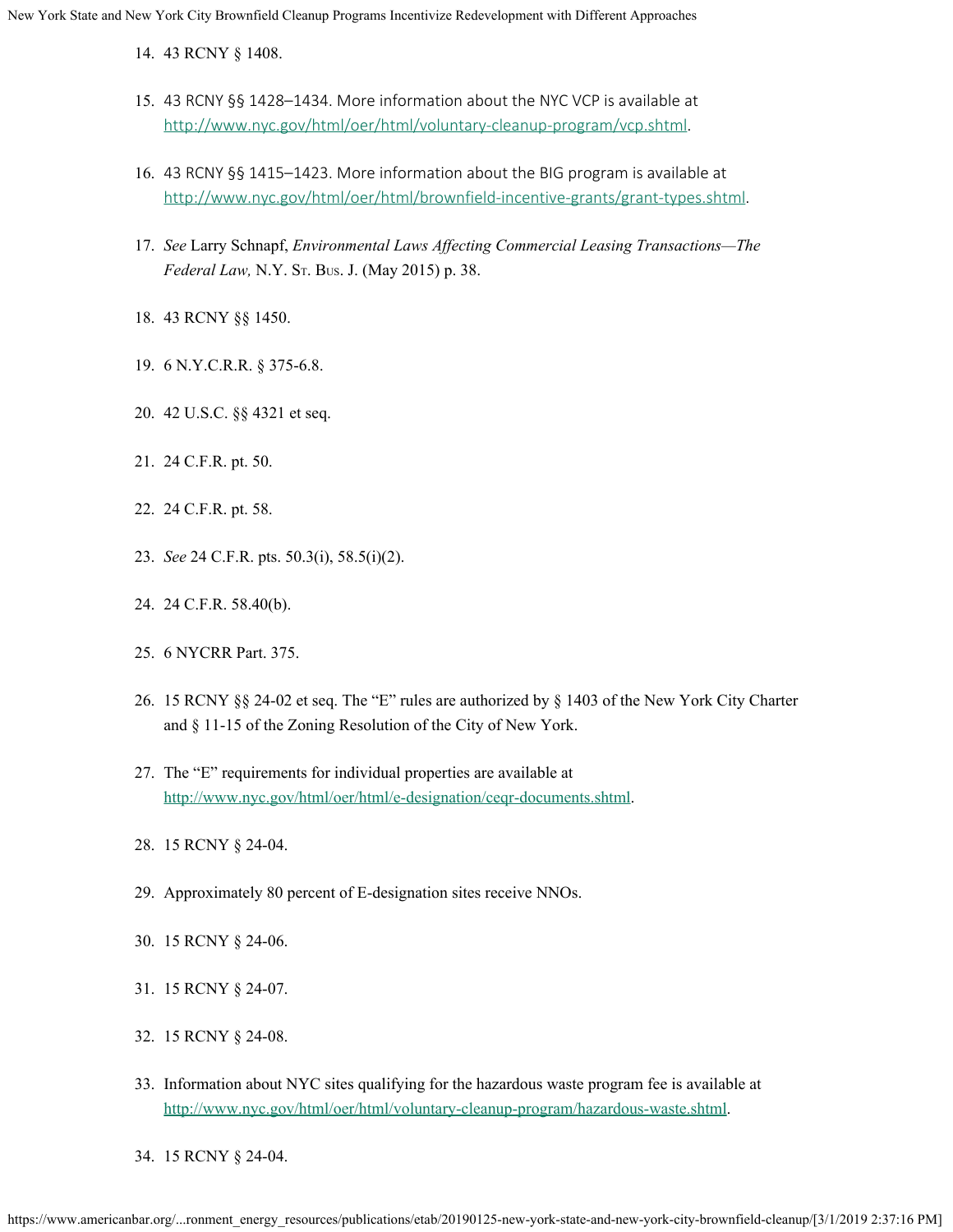14. 43 RCNY § 1408.

15. 43 RCNY §§ 1428–1434. More information about the NYC VCP is available at http://www.nyc.gov/html/oer/html/voluntary-cleanup-program/vcp.shtml.

16. 43 RCNY §§ 1415–1423. More information about the BIG program is available at http://www.nyc.gov/html/oer/html/brownfield-incentive-grants/grant-types.shtml.

17. *See* Larry Schnapf, *Environmental Laws Affecting Commercial Leasing Transactions—The Federal Law,* N.Y. St. Bus. J. (May 2015) p. 38.

18. 43 RCNY §§ 1450.

19. 6 N.Y.C.R.R. § 375-6.8.

20. 42 U.S.C. §§ 4321 et seq.

21. 24 C.F.R. pt. 50.

22. 24 C.F.R. pt. 58.

23. *See* 24 C.F.R. pts. 50.3(i), 58.5(i)(2).

24. 24 C.F.R. 58.40(b).

25. 6 NYCRR Part. 375.

26. 15 RCNY §§ 24-02 et seq. The "E" rules are authorized by § 1403 of the New York City Charter and § 11-15 of the Zoning Resolution of the City of New York.

27. The "E" requirements for individual properties are available at http://www.nyc.gov/html/oer/html/e-designation/ceqr-documents.shtml.

28. 15 RCNY § 24-04.

29. Approximately 80 percent of E-designation sites receive NNOs.

30. 15 RCNY § 24-06.

31. 15 RCNY § 24-07.

32. 15 RCNY § 24-08.

33. Information about NYC sites qualifying for the hazardous waste program fee is available at http://www.nyc.gov/html/oer/html/voluntary-cleanup-program/hazardous-waste.shtml.

34. 15 RCNY § 24-04.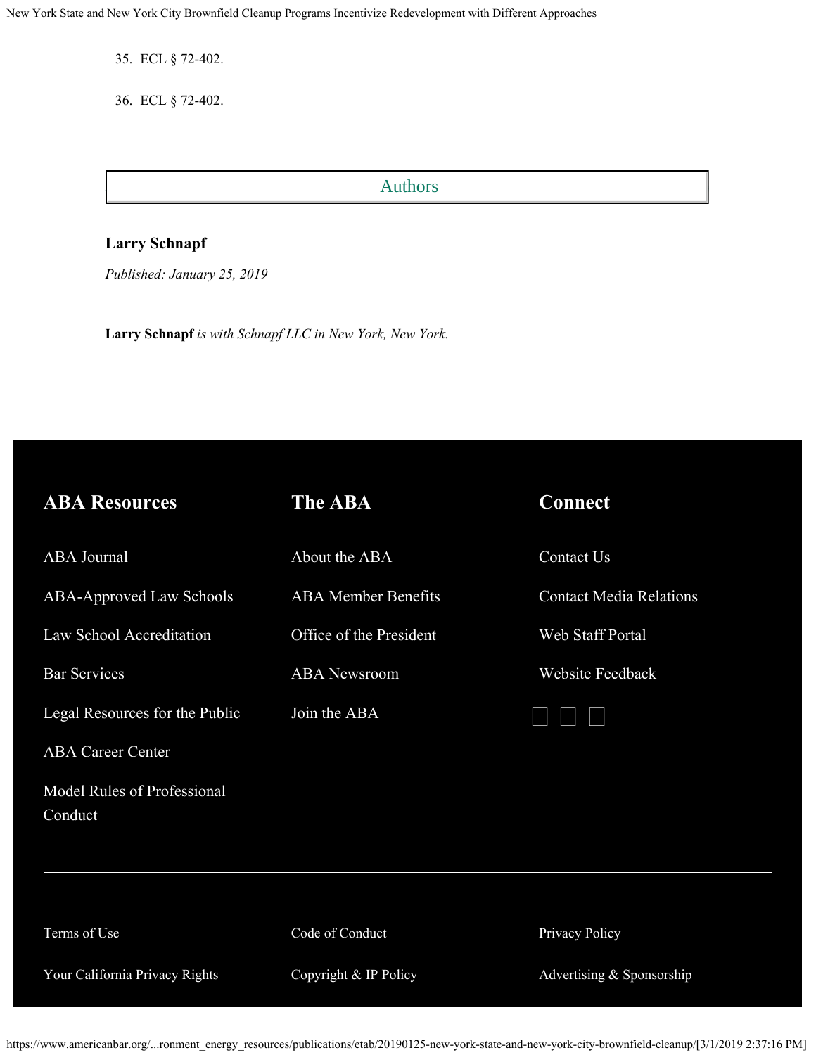35. ECL § 72-402.

36. ECL § 72-402.

## Authors

**Larry Schnapf**

*Published: January 25, 2019*

**Larry Schnapf** *is with Schnapf LLC in New York, New York.*

### ABA Resources

ABA Journal

ABA-Approved Law Schools

Law School Accreditation

Bar Services

Legal Resources for the Public

ABA Career Center

Model Rules of Professional Conduct

### The ABA

About the ABA

ABA Member Benefits

Office of the President

ABA Newsroom

Join the ABA

### Connect

Contact Us

Contact Media Relations

Web Staff Portal

Website Feedback

---

Terms of Use

Code of Conduct

Privacy Policy

Your California Privacy Rights

Copyright & IP Policy

Advertising & Sponsorship